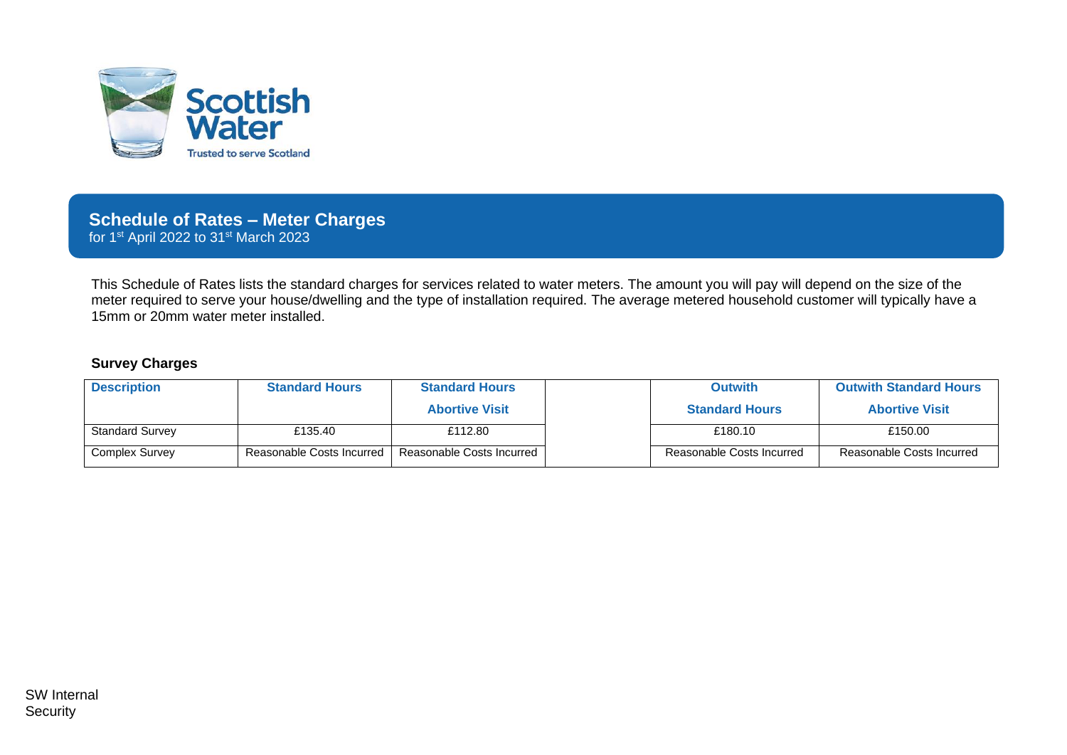# Schedule of Rates – Meter Charges

for 1st April 2022 to 31st March 2023

This Schedule of Rates lists the standard charges for services related to water meters. The amount you will pay will depend on the size of the meter required to serve your house/dwelling and the type of installation required. The average metered household customer will typically have a 15mm or 20mm water meter installed.

**Survey Charges**

| Description | Standard Hours | Standard Hours Abortive Visit | | Outwith Standard Hours | Outwith Standard Hours Abortive Visit |
|---|---|---|---|---|---|
| Standard Survey | £135.40 | £112.80 | | £180.10 | £150.00 |
| Complex Survey | Reasonable Costs Incurred | Reasonable Costs Incurred | | Reasonable Costs Incurred | Reasonable Costs Incurred |

SW Internal Security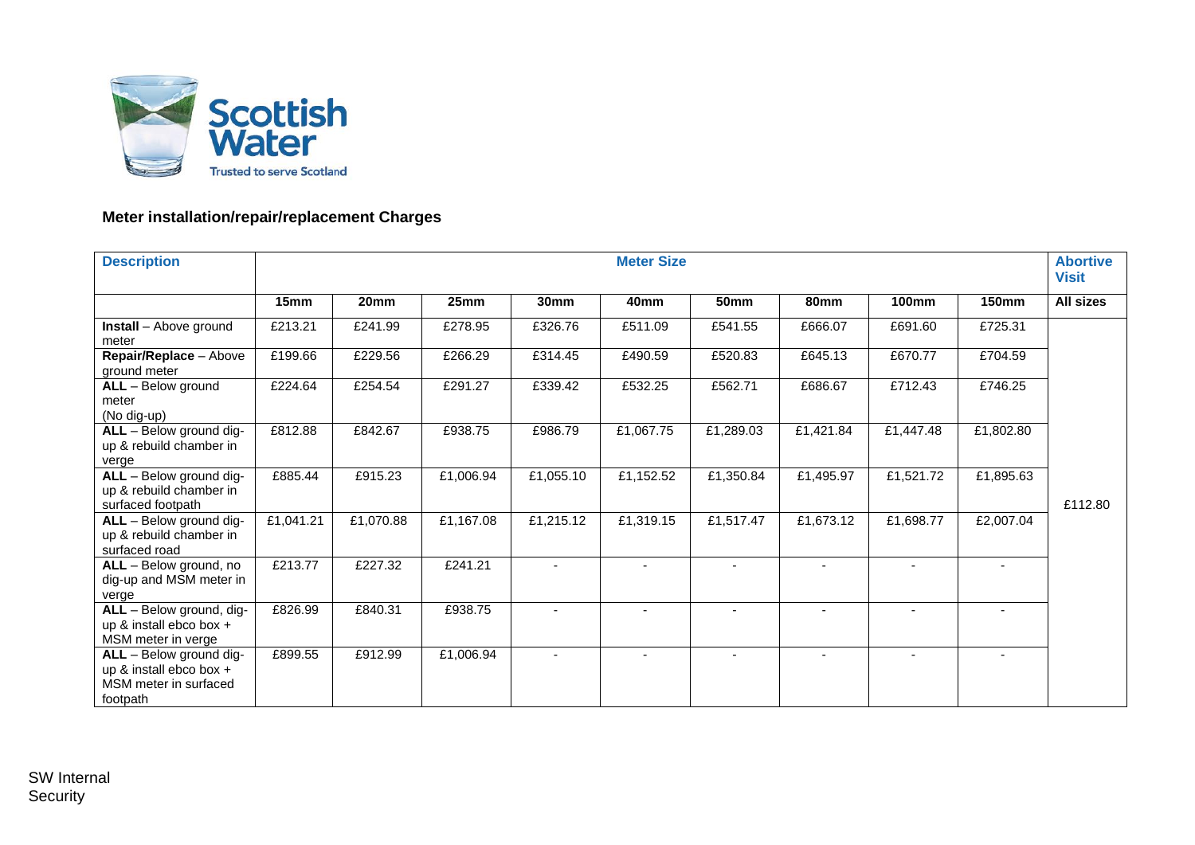## Meter installation/repair/replacement Charges

| Description | Meter Size | | | | | | | | | Abortive Visit |
|---|---|---|---|---|---|---|---|---|---|---|
| | 15mm | 20mm | 25mm | 30mm | 40mm | 50mm | 80mm | 100mm | 150mm | All sizes |
| **Install** – Above ground meter | £213.21 | £241.99 | £278.95 | £326.76 | £511.09 | £541.55 | £666.07 | £691.60 | £725.31 | £112.80 |
| **Repair/Replace** – Above ground meter | £199.66 | £229.56 | £266.29 | £314.45 | £490.59 | £520.83 | £645.13 | £670.77 | £704.59 | |
| **ALL** – Below ground meter (No dig-up) | £224.64 | £254.54 | £291.27 | £339.42 | £532.25 | £562.71 | £686.67 | £712.43 | £746.25 | |
| **ALL** – Below ground dig-up & rebuild chamber in verge | £812.88 | £842.67 | £938.75 | £986.79 | £1,067.75 | £1,289.03 | £1,421.84 | £1,447.48 | £1,802.80 | |
| **ALL** – Below ground dig-up & rebuild chamber in surfaced footpath | £885.44 | £915.23 | £1,006.94 | £1,055.10 | £1,152.52 | £1,350.84 | £1,495.97 | £1,521.72 | £1,895.63 | |
| **ALL** – Below ground dig-up & rebuild chamber in surfaced road | £1,041.21 | £1,070.88 | £1,167.08 | £1,215.12 | £1,319.15 | £1,517.47 | £1,673.12 | £1,698.77 | £2,007.04 | |
| **ALL** – Below ground, no dig-up and MSM meter in verge | £213.77 | £227.32 | £241.21 | - | - | - | - | - | - | |
| **ALL** – Below ground, dig-up & install ebco box + MSM meter in verge | £826.99 | £840.31 | £938.75 | - | - | - | - | - | - | |
| **ALL** – Below ground dig-up & install ebco box + MSM meter in surfaced footpath | £899.55 | £912.99 | £1,006.94 | - | - | - | - | - | - | |

SW Internal
Security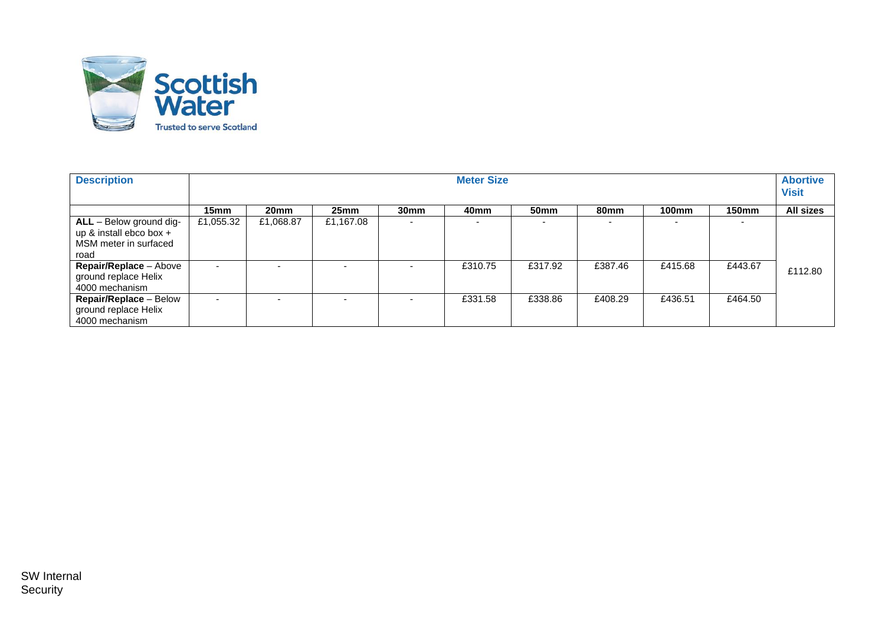| Description | Meter Size | | | | | | | | | Abortive Visit |
|---|---|---|---|---|---|---|---|---|---|---|
| | 15mm | 20mm | 25mm | 30mm | 40mm | 50mm | 80mm | 100mm | 150mm | All sizes |
| **ALL** – Below ground dig-up & install ebco box + MSM meter in surfaced road | £1,055.32 | £1,068.87 | £1,167.08 | - | - | - | - | - | - | £112.80 |
| **Repair/Replace** – Above ground replace Helix 4000 mechanism | - | - | - | - | £310.75 | £317.92 | £387.46 | £415.68 | £443.67 | |
| **Repair/Replace** – Below ground replace Helix 4000 mechanism | - | - | - | - | £331.58 | £338.86 | £408.29 | £436.51 | £464.50 | |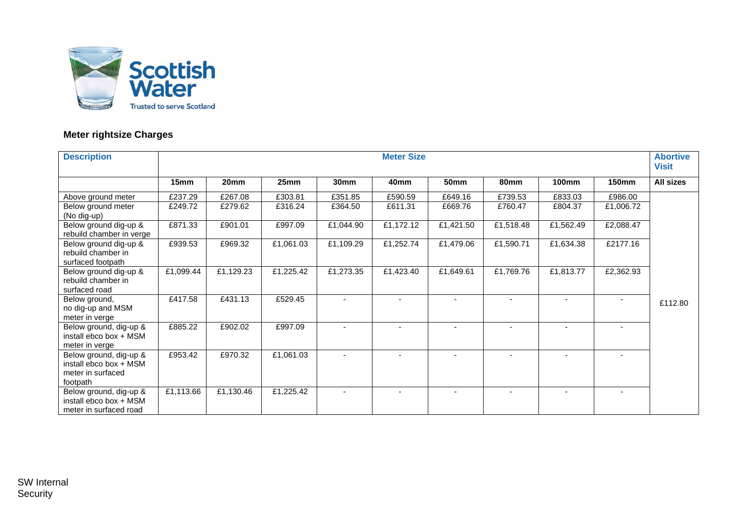## Meter rightsize Charges

| Description | Meter Size | | | | | | | | | Abortive Visit |
|---|---|---|---|---|---|---|---|---|---|---|
| | 15mm | 20mm | 25mm | 30mm | 40mm | 50mm | 80mm | 100mm | 150mm | All sizes |
| Above ground meter | £237.29 | £267.08 | £303.81 | £351.85 | £590.59 | £649.16 | £739.53 | £833.03 | £986.00 | £112.80 |
| Below ground meter (No dig-up) | £249.72 | £279.62 | £316.24 | £364.50 | £611.31 | £669.76 | £760.47 | £804.37 | £1,006.72 | |
| Below ground dig-up & rebuild chamber in verge | £871.33 | £901.01 | £997.09 | £1,044.90 | £1,172.12 | £1,421.50 | £1,518.48 | £1,562.49 | £2,088.47 | |
| Below ground dig-up & rebuild chamber in surfaced footpath | £939.53 | £969.32 | £1,061.03 | £1,109.29 | £1,252.74 | £1,479.06 | £1,590.71 | £1,634.38 | £2177.16 | |
| Below ground dig-up & rebuild chamber in surfaced road | £1,099.44 | £1,129.23 | £1,225.42 | £1,273.35 | £1,423.40 | £1,649.61 | £1,769.76 | £1,813.77 | £2,362.93 | |
| Below ground, no dig-up and MSM meter in verge | £417.58 | £431.13 | £529.45 | - | - | - | - | - | - | |
| Below ground, dig-up & install ebco box + MSM meter in verge | £885.22 | £902.02 | £997.09 | - | - | - | - | - | - | |
| Below ground, dig-up & install ebco box + MSM meter in surfaced footpath | £953.42 | £970.32 | £1,061.03 | - | - | - | - | - | - | |
| Below ground, dig-up & install ebco box + MSM meter in surfaced road | £1,113.66 | £1,130.46 | £1,225.42 | - | - | - | - | - | - | |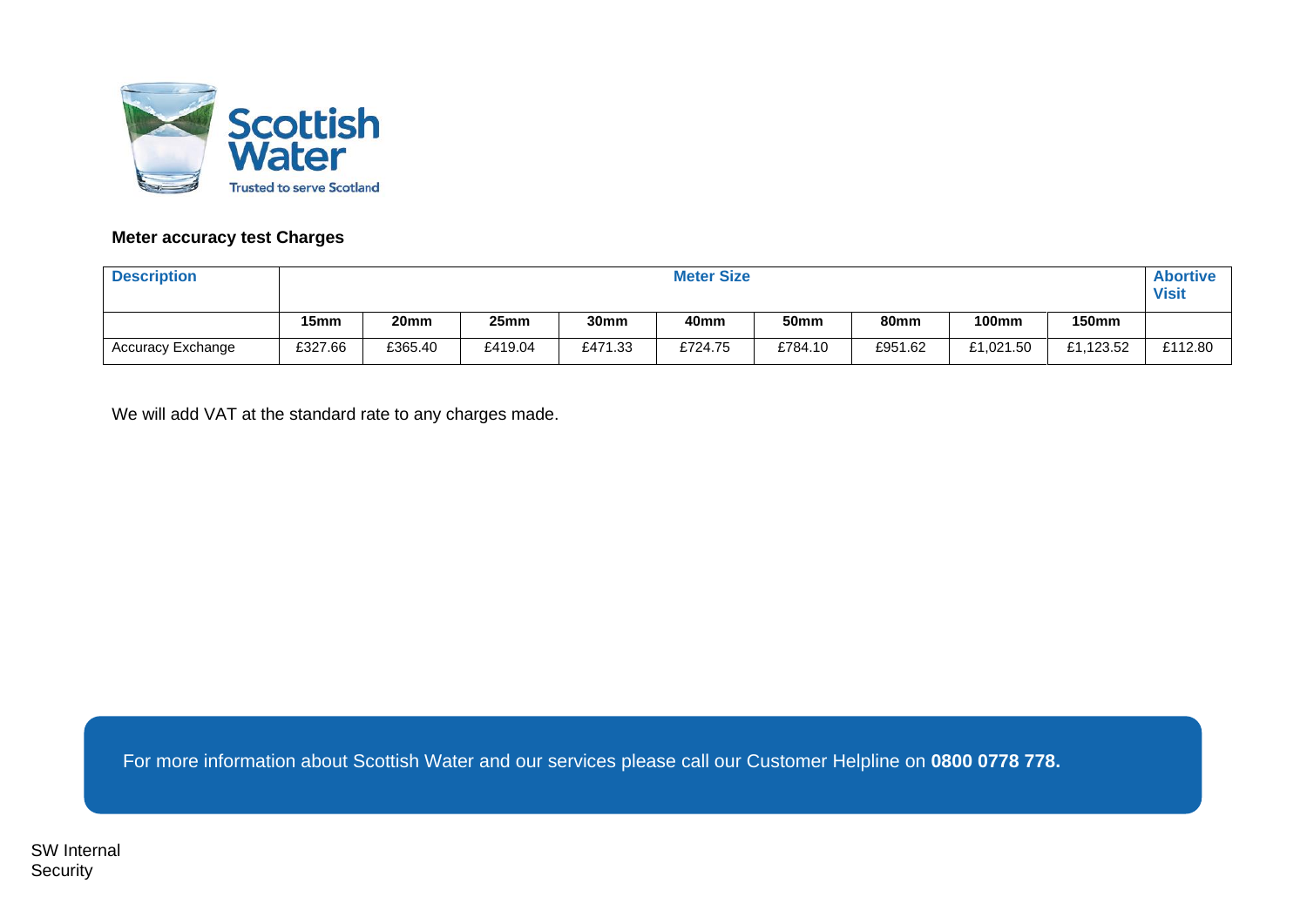**Meter accuracy test Charges**

| Description | Meter Size | | | | | | | | | Abortive Visit |
|---|---|---|---|---|---|---|---|---|---|---|
| | 15mm | 20mm | 25mm | 30mm | 40mm | 50mm | 80mm | 100mm | 150mm | |
| Accuracy Exchange | £327.66 | £365.40 | £419.04 | £471.33 | £724.75 | £784.10 | £951.62 | £1,021.50 | £1,123.52 | £112.80 |

We will add VAT at the standard rate to any charges made.

For more information about Scottish Water and our services please call our Customer Helpline on **0800 0778 778.**

SW Internal
Security